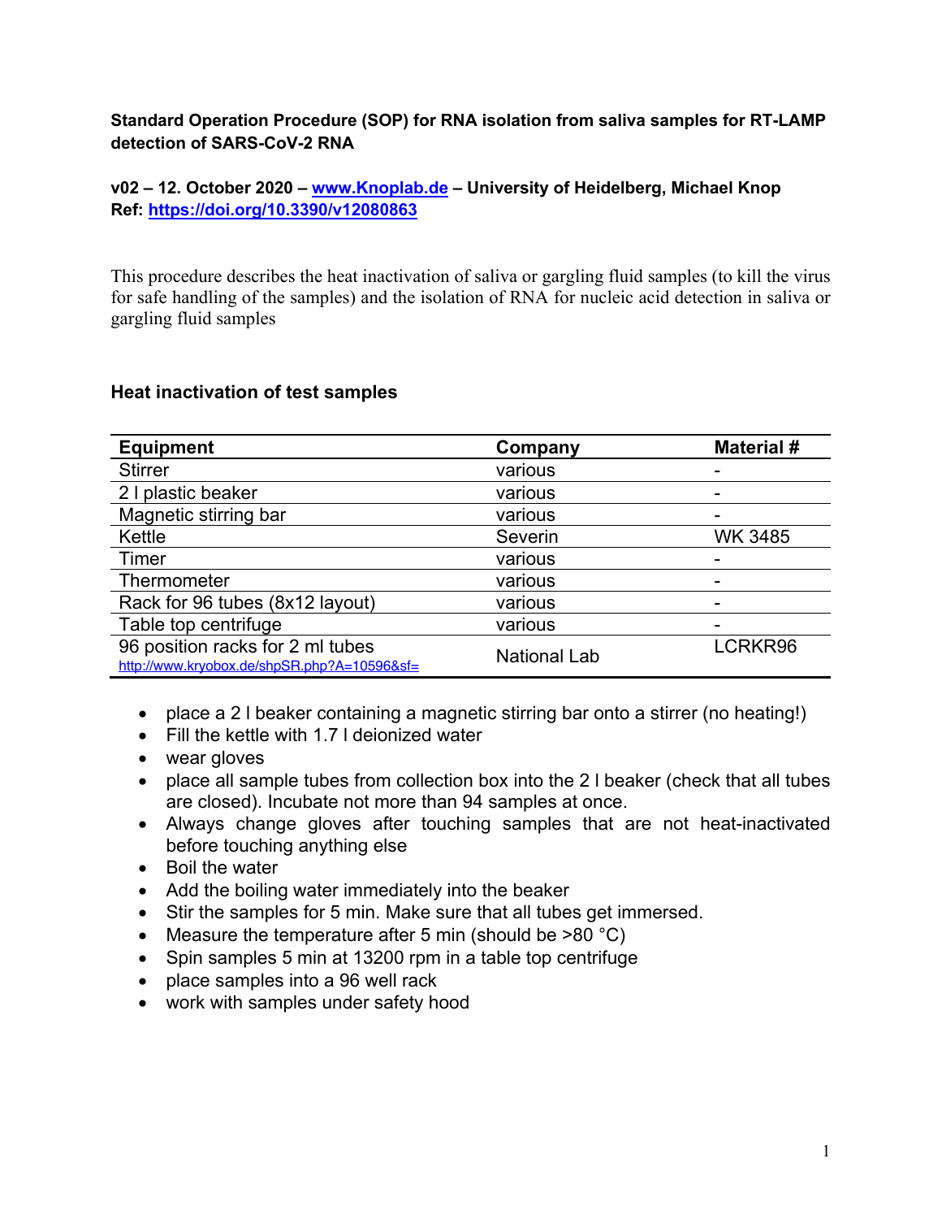**Standard Operation Procedure (SOP) for RNA isolation from saliva samples for RT-LAMP detection of SARS-CoV-2 RNA**

**v02 – 12. October 2020 – [www.Knoplab.de](http://www.Knoplab.de) – University of Heidelberg, Michael Knop**
**Ref: [https://doi.org/10.3390/v12080863](https://doi.org/10.3390/v12080863)**

This procedure describes the heat inactivation of saliva or gargling fluid samples (to kill the virus for safe handling of the samples) and the isolation of RNA for nucleic acid detection in saliva or gargling fluid samples

## Heat inactivation of test samples

| Equipment | Company | Material # |
|---|---|---|
| Stirrer | various | - |
| 2 l plastic beaker | various | - |
| Magnetic stirring bar | various | - |
| Kettle | Severin | WK 3485 |
| Timer | various | - |
| Thermometer | various | - |
| Rack for 96 tubes (8x12 layout) | various | - |
| Table top centrifuge | various | - |
| 96 position racks for 2 ml tubes [http://www.kryobox.de/shpSR.php?A=10596&sf=](http://www.kryobox.de/shpSR.php?A=10596&sf=) | National Lab | LCRKR96 |

- place a 2 l beaker containing a magnetic stirring bar onto a stirrer (no heating!)
- Fill the kettle with 1.7 l deionized water
- wear gloves
- place all sample tubes from collection box into the 2 l beaker (check that all tubes are closed). Incubate not more than 94 samples at once.
- Always change gloves after touching samples that are not heat-inactivated before touching anything else
- Boil the water
- Add the boiling water immediately into the beaker
- Stir the samples for 5 min. Make sure that all tubes get immersed.
- Measure the temperature after 5 min (should be >80 °C)
- Spin samples 5 min at 13200 rpm in a table top centrifuge
- place samples into a 96 well rack
- work with samples under safety hood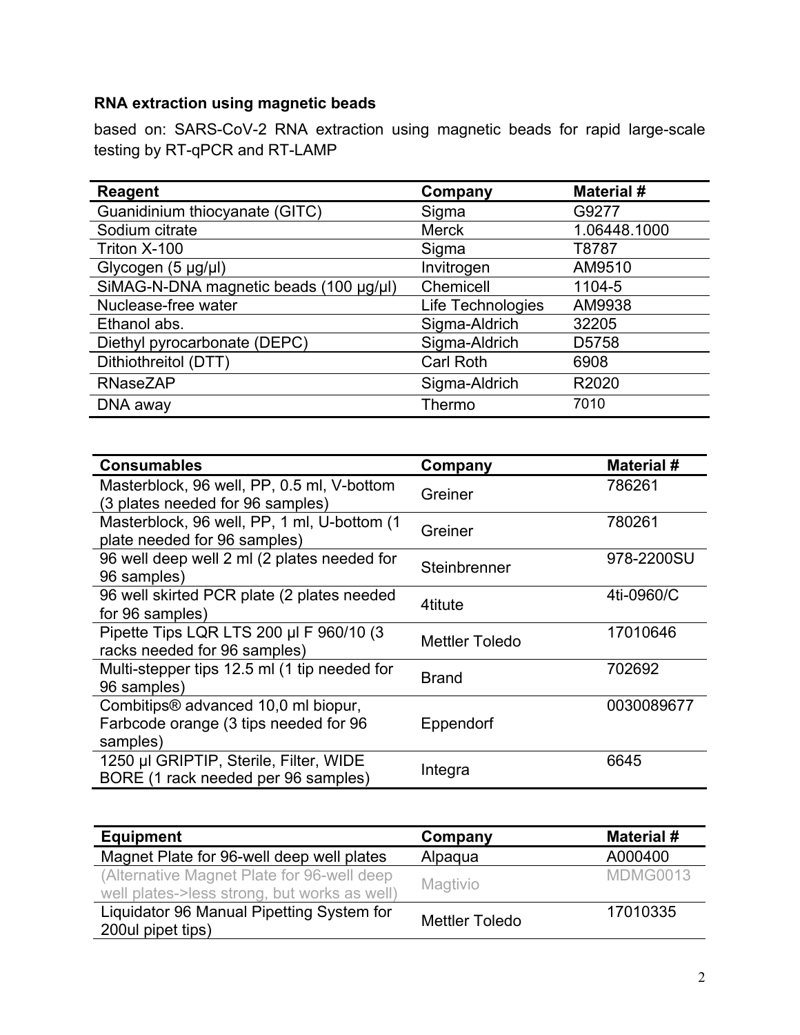**RNA extraction using magnetic beads**

based on: SARS-CoV-2 RNA extraction using magnetic beads for rapid large-scale testing by RT-qPCR and RT-LAMP

| Reagent | Company | Material # |
| --- | --- | --- |
| Guanidinium thiocyanate (GITC) | Sigma | G9277 |
| Sodium citrate | Merck | 1.06448.1000 |
| Triton X-100 | Sigma | T8787 |
| Glycogen (5 µg/µl) | Invitrogen | AM9510 |
| SiMAG-N-DNA magnetic beads (100 µg/µl) | Chemicell | 1104-5 |
| Nuclease-free water | Life Technologies | AM9938 |
| Ethanol abs. | Sigma-Aldrich | 32205 |
| Diethyl pyrocarbonate (DEPC) | Sigma-Aldrich | D5758 |
| Dithiothreitol (DTT) | Carl Roth | 6908 |
| RNaseZAP | Sigma-Aldrich | R2020 |
| DNA away | Thermo | 7010 |

| Consumables | Company | Material # |
| --- | --- | --- |
| Masterblock, 96 well, PP, 0.5 ml, V-bottom (3 plates needed for 96 samples) | Greiner | 786261 |
| Masterblock, 96 well, PP, 1 ml, U-bottom (1 plate needed for 96 samples) | Greiner | 780261 |
| 96 well deep well 2 ml (2 plates needed for 96 samples) | Steinbrenner | 978-2200SU |
| 96 well skirted PCR plate (2 plates needed for 96 samples) | 4titute | 4ti-0960/C |
| Pipette Tips LQR LTS 200 µl F 960/10 (3 racks needed for 96 samples) | Mettler Toledo | 17010646 |
| Multi-stepper tips 12.5 ml (1 tip needed for 96 samples) | Brand | 702692 |
| Combitips® advanced 10,0 ml biopur, Farbcode orange (3 tips needed for 96 samples) | Eppendorf | 0030089677 |
| 1250 µl GRIPTIP, Sterile, Filter, WIDE BORE (1 rack needed per 96 samples) | Integra | 6645 |

| Equipment | Company | Material # |
| --- | --- | --- |
| Magnet Plate for 96-well deep well plates | Alpaqua | A000400 |
| (Alternative Magnet Plate for 96-well deep well plates->less strong, but works as well) | Magtivio | MDMG0013 |
| Liquidator 96 Manual Pipetting System for 200ul pipet tips) | Mettler Toledo | 17010335 |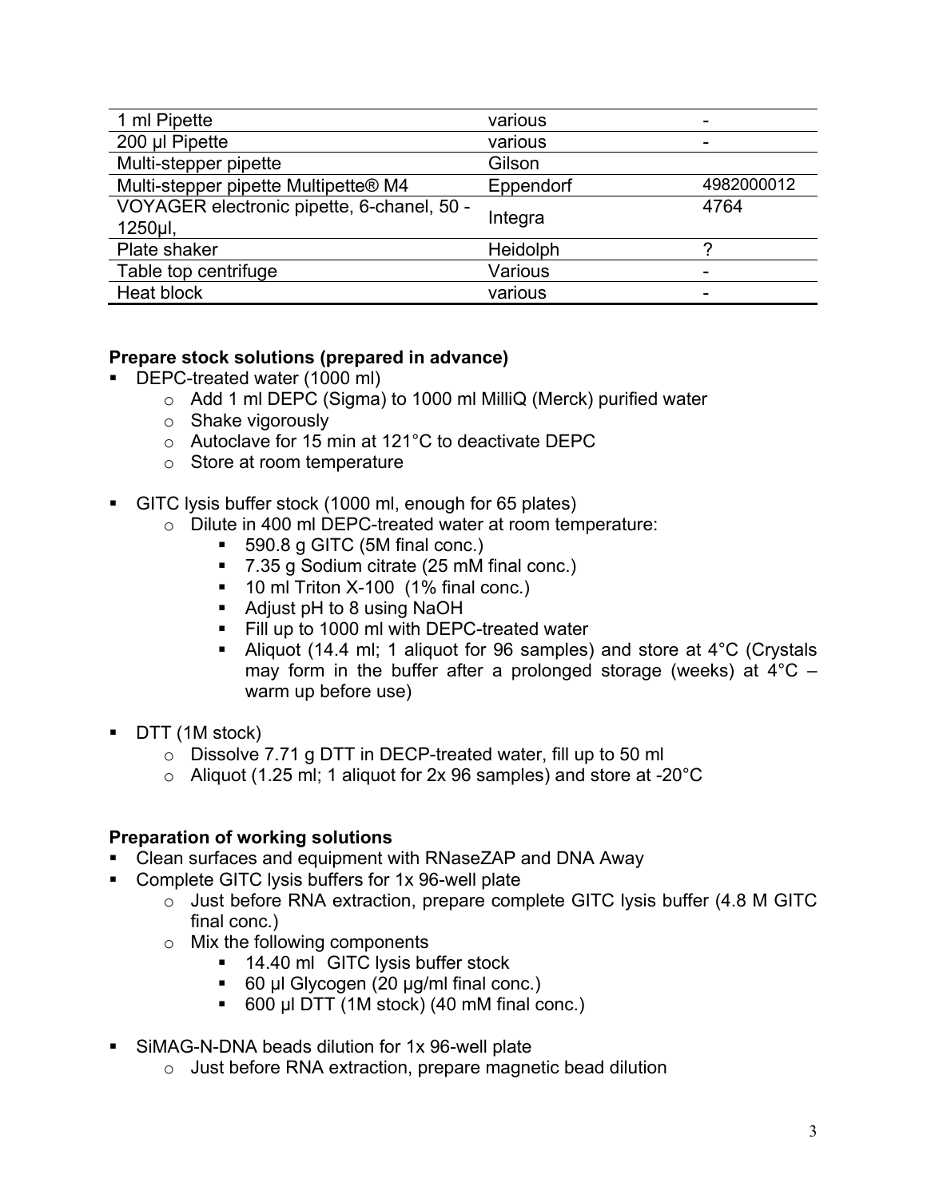| 1 ml Pipette | various | - |
| --- | --- | --- |
| 200 µl Pipette | various | - |
| Multi-stepper pipette | Gilson | |
| Multi-stepper pipette Multipette® M4 | Eppendorf | 4982000012 |
| VOYAGER electronic pipette, 6-chanel, 50 - 1250µl, | Integra | 4764 |
| Plate shaker | Heidolph | ? |
| Table top centrifuge | Various | - |
| Heat block | various | - |

**Prepare stock solutions (prepared in advance)**

- DEPC-treated water (1000 ml)
  - Add 1 ml DEPC (Sigma) to 1000 ml MilliQ (Merck) purified water
  - Shake vigorously
  - Autoclave for 15 min at 121°C to deactivate DEPC
  - Store at room temperature

- GITC lysis buffer stock (1000 ml, enough for 65 plates)
  - Dilute in 400 ml DEPC-treated water at room temperature:
    - 590.8 g GITC (5M final conc.)
    - 7.35 g Sodium citrate (25 mM final conc.)
    - 10 ml Triton X-100 (1% final conc.)
    - Adjust pH to 8 using NaOH
    - Fill up to 1000 ml with DEPC-treated water
    - Aliquot (14.4 ml; 1 aliquot for 96 samples) and store at 4°C (Crystals may form in the buffer after a prolonged storage (weeks) at 4°C – warm up before use)

- DTT (1M stock)
  - Dissolve 7.71 g DTT in DECP-treated water, fill up to 50 ml
  - Aliquot (1.25 ml; 1 aliquot for 2x 96 samples) and store at -20°C

**Preparation of working solutions**

- Clean surfaces and equipment with RNaseZAP and DNA Away
- Complete GITC lysis buffers for 1x 96-well plate
  - Just before RNA extraction, prepare complete GITC lysis buffer (4.8 M GITC final conc.)
  - Mix the following components
    - 14.40 ml GITC lysis buffer stock
    - 60 µl Glycogen (20 µg/ml final conc.)
    - 600 µl DTT (1M stock) (40 mM final conc.)

- SiMAG-N-DNA beads dilution for 1x 96-well plate
  - Just before RNA extraction, prepare magnetic bead dilution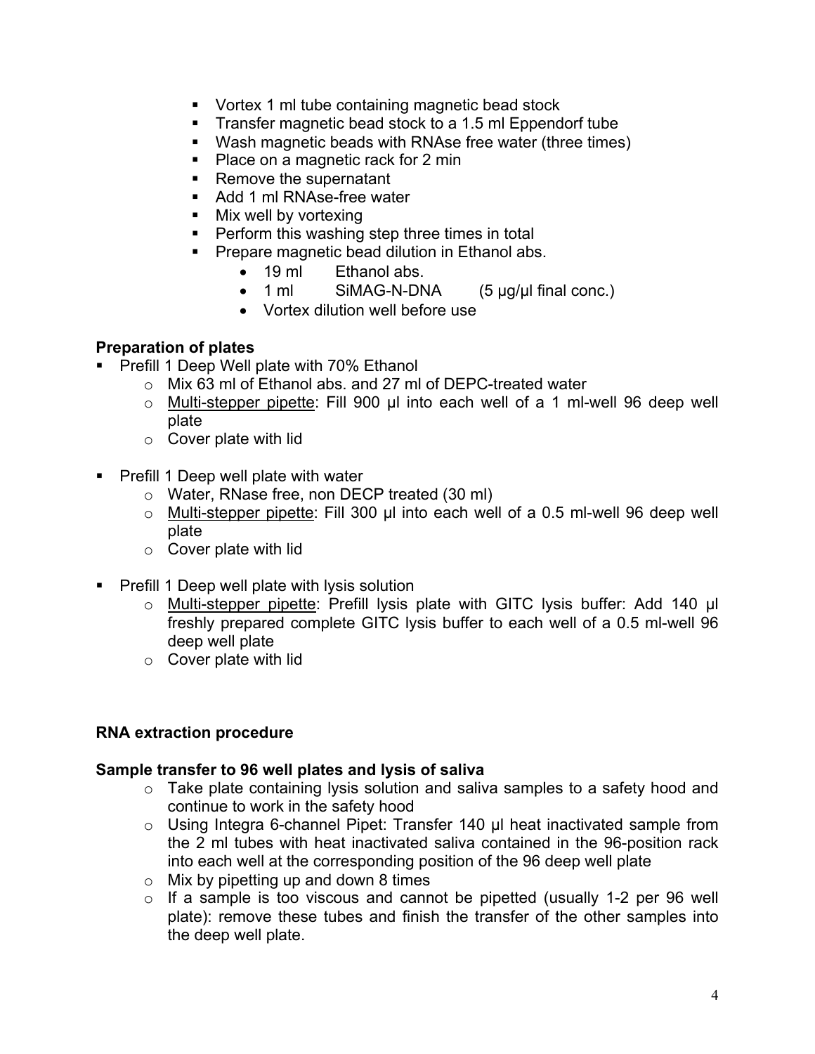- Vortex 1 ml tube containing magnetic bead stock
- Transfer magnetic bead stock to a 1.5 ml Eppendorf tube
- Wash magnetic beads with RNAse free water (three times)
- Place on a magnetic rack for 2 min
- Remove the supernatant
- Add 1 ml RNAse-free water
- Mix well by vortexing
- Perform this washing step three times in total
- Prepare magnetic bead dilution in Ethanol abs.
    - 19 ml Ethanol abs.
    - 1 ml SiMAG-N-DNA (5 µg/µl final conc.)
    - Vortex dilution well before use

**Preparation of plates**

- Prefill 1 Deep Well plate with 70% Ethanol
    - Mix 63 ml of Ethanol abs. and 27 ml of DEPC-treated water
    - <u>Multi-stepper pipette</u>: Fill 900 µl into each well of a 1 ml-well 96 deep well plate
    - Cover plate with lid

- Prefill 1 Deep well plate with water
    - Water, RNase free, non DECP treated (30 ml)
    - <u>Multi-stepper pipette</u>: Fill 300 µl into each well of a 0.5 ml-well 96 deep well plate
    - Cover plate with lid

- Prefill 1 Deep well plate with lysis solution
    - <u>Multi-stepper pipette</u>: Prefill lysis plate with GITC lysis buffer: Add 140 µl freshly prepared complete GITC lysis buffer to each well of a 0.5 ml-well 96 deep well plate
    - Cover plate with lid

**RNA extraction procedure**

**Sample transfer to 96 well plates and lysis of saliva**

- Take plate containing lysis solution and saliva samples to a safety hood and continue to work in the safety hood
- Using Integra 6-channel Pipet: Transfer 140 µl heat inactivated sample from the 2 ml tubes with heat inactivated saliva contained in the 96-position rack into each well at the corresponding position of the 96 deep well plate
- Mix by pipetting up and down 8 times
- If a sample is too viscous and cannot be pipetted (usually 1-2 per 96 well plate): remove these tubes and finish the transfer of the other samples into the deep well plate.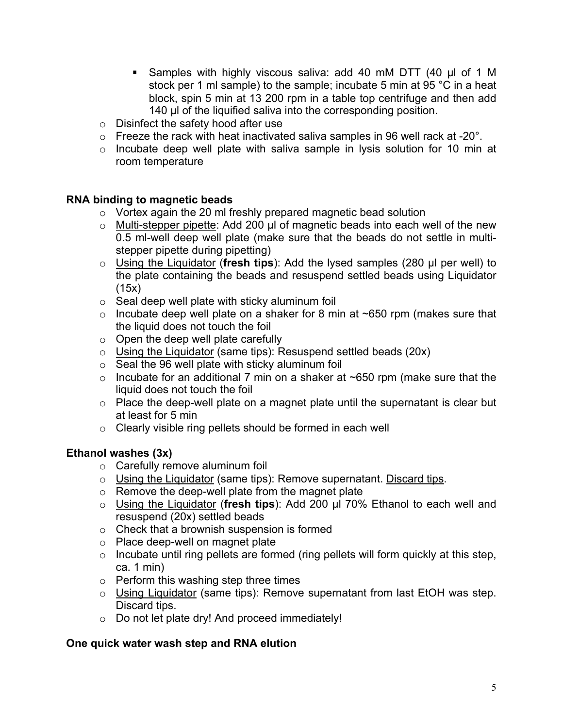- Samples with highly viscous saliva: add 40 mM DTT (40 µl of 1 M stock per 1 ml sample) to the sample; incubate 5 min at 95 °C in a heat block, spin 5 min at 13 200 rpm in a table top centrifuge and then add 140 µl of the liquified saliva into the corresponding position.
    - Disinfect the safety hood after use
    - Freeze the rack with heat inactivated saliva samples in 96 well rack at -20°.
    - Incubate deep well plate with saliva sample in lysis solution for 10 min at room temperature

**RNA binding to magnetic beads**

- Vortex again the 20 ml freshly prepared magnetic bead solution
- Multi-stepper pipette: Add 200 µl of magnetic beads into each well of the new 0.5 ml-well deep well plate (make sure that the beads do not settle in multi-stepper pipette during pipetting)
- Using the Liquidator (**fresh tips**): Add the lysed samples (280 µl per well) to the plate containing the beads and resuspend settled beads using Liquidator (15x)
- Seal deep well plate with sticky aluminum foil
- Incubate deep well plate on a shaker for 8 min at ~650 rpm (makes sure that the liquid does not touch the foil
- Open the deep well plate carefully
- Using the Liquidator (same tips): Resuspend settled beads (20x)
- Seal the 96 well plate with sticky aluminum foil
- Incubate for an additional 7 min on a shaker at ~650 rpm (make sure that the liquid does not touch the foil
- Place the deep-well plate on a magnet plate until the supernatant is clear but at least for 5 min
- Clearly visible ring pellets should be formed in each well

**Ethanol washes (3x)**

- Carefully remove aluminum foil
- Using the Liquidator (same tips): Remove supernatant. Discard tips.
- Remove the deep-well plate from the magnet plate
- Using the Liquidator (**fresh tips**): Add 200 µl 70% Ethanol to each well and resuspend (20x) settled beads
- Check that a brownish suspension is formed
- Place deep-well on magnet plate
- Incubate until ring pellets are formed (ring pellets will form quickly at this step, ca. 1 min)
- Perform this washing step three times
- Using Liquidator (same tips): Remove supernatant from last EtOH was step. Discard tips.
- Do not let plate dry! And proceed immediately!

**One quick water wash step and RNA elution**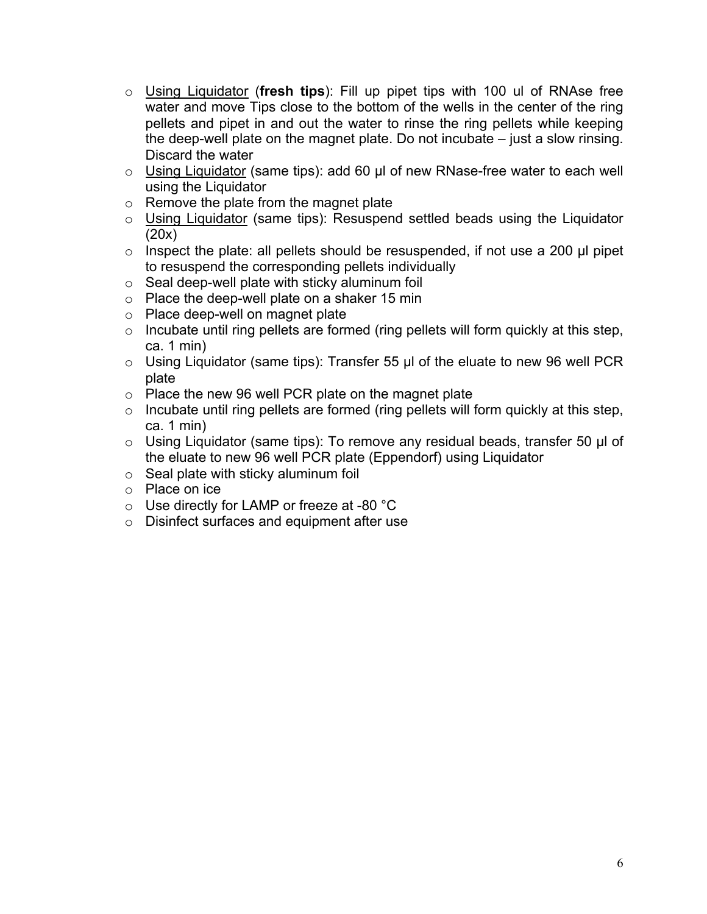- <u>Using Liquidator</u> (**fresh tips**): Fill up pipet tips with 100 ul of RNAse free water and move Tips close to the bottom of the wells in the center of the ring pellets and pipet in and out the water to rinse the ring pellets while keeping the deep-well plate on the magnet plate. Do not incubate – just a slow rinsing. Discard the water
- <u>Using Liquidator</u> (same tips): add 60 µl of new RNase-free water to each well using the Liquidator
- Remove the plate from the magnet plate
- <u>Using Liquidator</u> (same tips): Resuspend settled beads using the Liquidator (20x)
- Inspect the plate: all pellets should be resuspended, if not use a 200 µl pipet to resuspend the corresponding pellets individually
- Seal deep-well plate with sticky aluminum foil
- Place the deep-well plate on a shaker 15 min
- Place deep-well on magnet plate
- Incubate until ring pellets are formed (ring pellets will form quickly at this step, ca. 1 min)
- Using Liquidator (same tips): Transfer 55 µl of the eluate to new 96 well PCR plate
- Place the new 96 well PCR plate on the magnet plate
- Incubate until ring pellets are formed (ring pellets will form quickly at this step, ca. 1 min)
- Using Liquidator (same tips): To remove any residual beads, transfer 50 µl of the eluate to new 96 well PCR plate (Eppendorf) using Liquidator
- Seal plate with sticky aluminum foil
- Place on ice
- Use directly for LAMP or freeze at -80 °C
- Disinfect surfaces and equipment after use